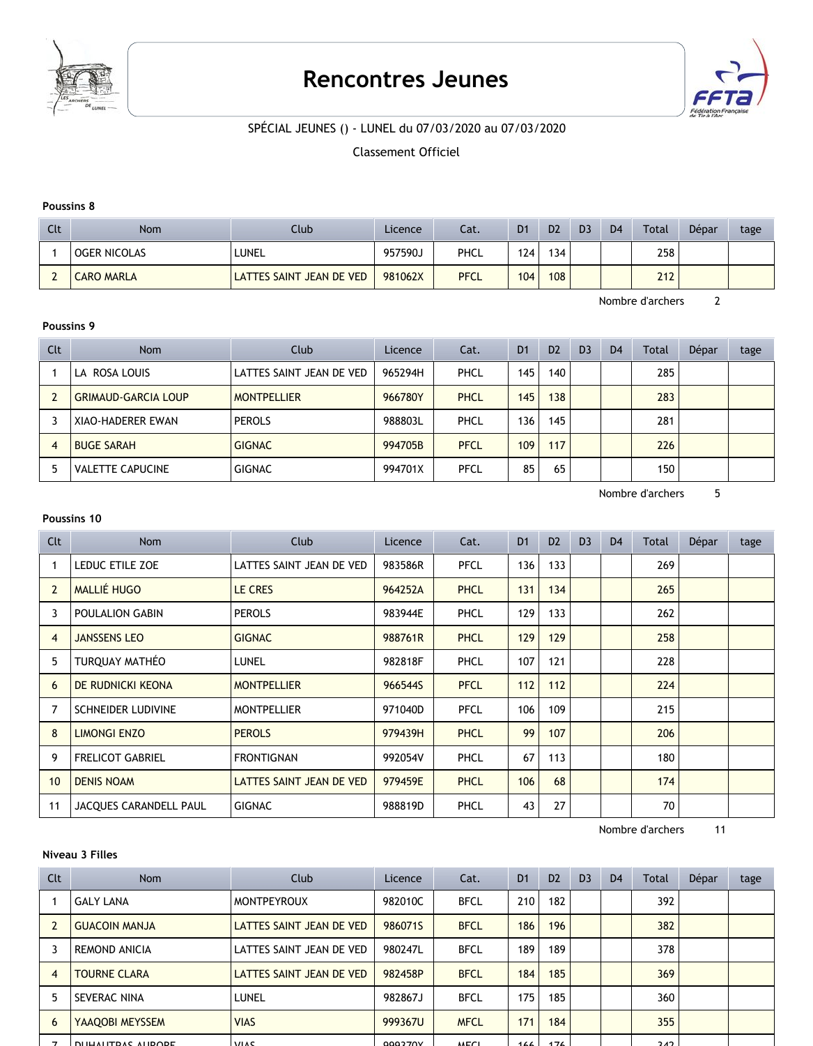# Rencontres Jeunes

SPÉCIAL JEUNES () - LUNEL du 07/03/2020 au 07/03/2020

Classement Officiel

**Poussins 8**

| Clt | Nom | Club | Licence | Cat. | D1 | D2 | D3 | D4 | Total | Dépar | tage |
|---|---|---|---|---|---|---|---|---|---|---|---|
| 1 | OGER NICOLAS | LUNEL | 957590J | PHCL | 124 | 134 | | | 258 | | |
| 2 | CARO MARLA | LATTES SAINT JEAN DE VED | 981062X | PFCL | 104 | 108 | | | 212 | | |

Nombre d'archers 2

**Poussins 9**

| Clt | Nom | Club | Licence | Cat. | D1 | D2 | D3 | D4 | Total | Dépar | tage |
|---|---|---|---|---|---|---|---|---|---|---|---|
| 1 | LA ROSA LOUIS | LATTES SAINT JEAN DE VED | 965294H | PHCL | 145 | 140 | | | 285 | | |
| 2 | GRIMAUD-GARCIA LOUP | MONTPELLIER | 966780Y | PHCL | 145 | 138 | | | 283 | | |
| 3 | XIAO-HADERER EWAN | PEROLS | 988803L | PHCL | 136 | 145 | | | 281 | | |
| 4 | BUGE SARAH | GIGNAC | 994705B | PFCL | 109 | 117 | | | 226 | | |
| 5 | VALETTE CAPUCINE | GIGNAC | 994701X | PFCL | 85 | 65 | | | 150 | | |

Nombre d'archers 5

**Poussins 10**

| Clt | Nom | Club | Licence | Cat. | D1 | D2 | D3 | D4 | Total | Dépar | tage |
|---|---|---|---|---|---|---|---|---|---|---|---|
| 1 | LEDUC ETILE ZOE | LATTES SAINT JEAN DE VED | 983586R | PFCL | 136 | 133 | | | 269 | | |
| 2 | MALLIÉ HUGO | LE CRES | 964252A | PHCL | 131 | 134 | | | 265 | | |
| 3 | POULALION GABIN | PEROLS | 983944E | PHCL | 129 | 133 | | | 262 | | |
| 4 | JANSSENS LEO | GIGNAC | 988761R | PHCL | 129 | 129 | | | 258 | | |
| 5 | TURQUAY MATHÉO | LUNEL | 982818F | PHCL | 107 | 121 | | | 228 | | |
| 6 | DE RUDNICKI KEONA | MONTPELLIER | 966544S | PFCL | 112 | 112 | | | 224 | | |
| 7 | SCHNEIDER LUDIVINE | MONTPELLIER | 971040D | PFCL | 106 | 109 | | | 215 | | |
| 8 | LIMONGI ENZO | PEROLS | 979439H | PHCL | 99 | 107 | | | 206 | | |
| 9 | FRELICOT GABRIEL | FRONTIGNAN | 992054V | PHCL | 67 | 113 | | | 180 | | |
| 10 | DENIS NOAM | LATTES SAINT JEAN DE VED | 979459E | PHCL | 106 | 68 | | | 174 | | |
| 11 | JACQUES CARANDELL PAUL | GIGNAC | 988819D | PHCL | 43 | 27 | | | 70 | | |

Nombre d'archers 11

**Niveau 3 Filles**

| Clt | Nom | Club | Licence | Cat. | D1 | D2 | D3 | D4 | Total | Dépar | tage |
|---|---|---|---|---|---|---|---|---|---|---|---|
| 1 | GALY LANA | MONTPEYROUX | 982010C | BFCL | 210 | 182 | | | 392 | | |
| 2 | GUACOIN MANJA | LATTES SAINT JEAN DE VED | 986071S | BFCL | 186 | 196 | | | 382 | | |
| 3 | REMOND ANICIA | LATTES SAINT JEAN DE VED | 980247L | BFCL | 189 | 189 | | | 378 | | |
| 4 | TOURNE CLARA | LATTES SAINT JEAN DE VED | 982458P | BFCL | 184 | 185 | | | 369 | | |
| 5 | SEVERAC NINA | LUNEL | 982867J | BFCL | 175 | 185 | | | 360 | | |
| 6 | YAAQOBI MEYSSEM | VIAS | 999367U | MFCL | 171 | 184 | | | 355 | | |
| 7 | DUHAUTPAS AURORE | VIAS | 999370Y | MFCL | 166 | 176 | | | 342 | | |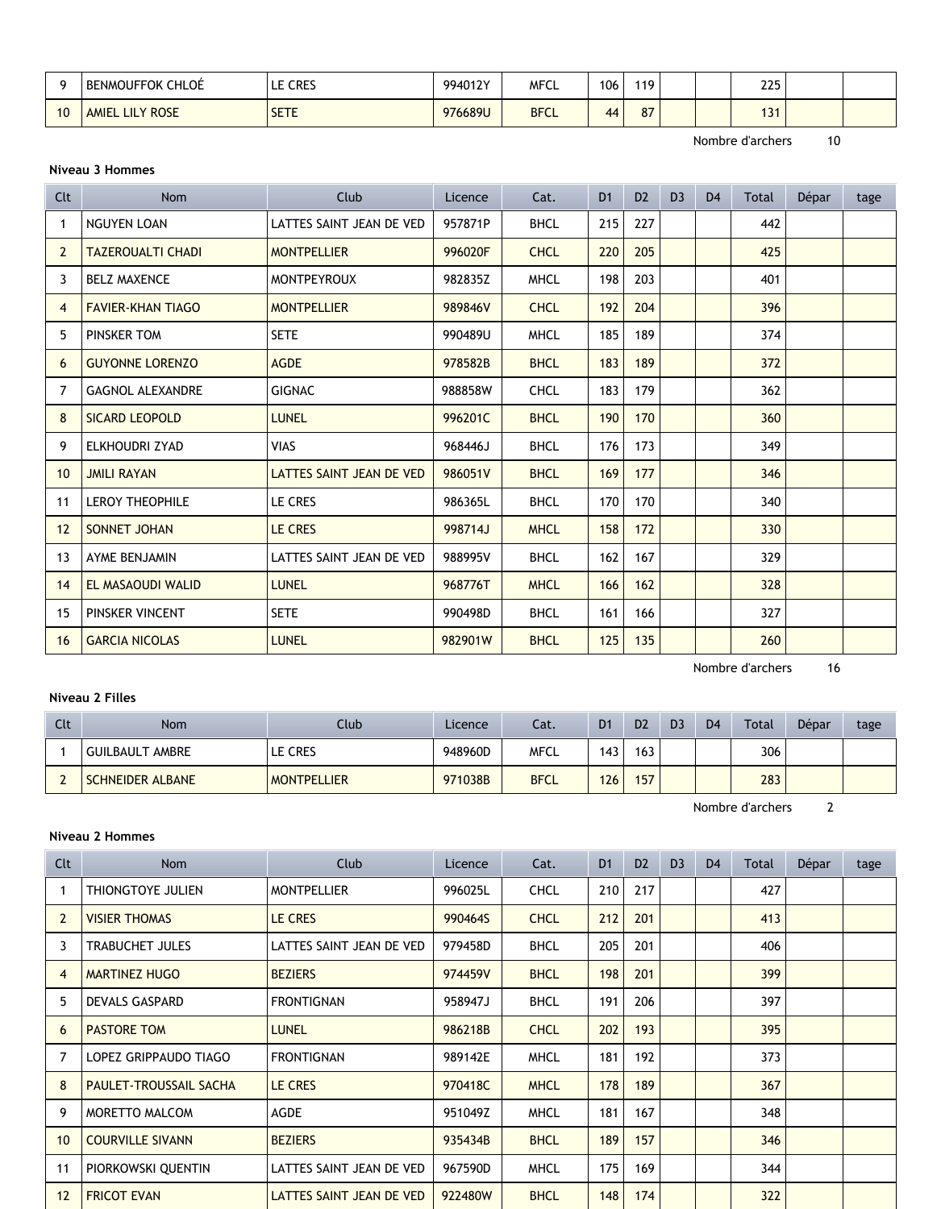| Clt | Nom | Club | Licence | Cat. | D1 | D2 | D3 | D4 | Total | Dépar | tage |
|---|---|---|---|---|---|---|---|---|---|---|---|
| 9 | BENMOUFFOK CHLOÉ | LE CRES | 994012Y | MFCL | 106 | 119 | | | 225 | | |
| 10 | AMIEL LILY ROSE | SETE | 976689U | BFCL | 44 | 87 | | | 131 | | |

Nombre d'archers 10

**Niveau 3 Hommes**

| Clt | Nom | Club | Licence | Cat. | D1 | D2 | D3 | D4 | Total | Dépar | tage |
|---|---|---|---|---|---|---|---|---|---|---|---|
| 1 | NGUYEN LOAN | LATTES SAINT JEAN DE VED | 957871P | BHCL | 215 | 227 | | | 442 | | |
| 2 | TAZEROUALTI CHADI | MONTPELLIER | 996020F | CHCL | 220 | 205 | | | 425 | | |
| 3 | BELZ MAXENCE | MONTPEYROUX | 982835Z | MHCL | 198 | 203 | | | 401 | | |
| 4 | FAVIER-KHAN TIAGO | MONTPELLIER | 989846V | CHCL | 192 | 204 | | | 396 | | |
| 5 | PINSKER TOM | SETE | 990489U | MHCL | 185 | 189 | | | 374 | | |
| 6 | GUYONNE LORENZO | AGDE | 978582B | BHCL | 183 | 189 | | | 372 | | |
| 7 | GAGNOL ALEXANDRE | GIGNAC | 988858W | CHCL | 183 | 179 | | | 362 | | |
| 8 | SICARD LEOPOLD | LUNEL | 996201C | BHCL | 190 | 170 | | | 360 | | |
| 9 | ELKHOUDRI ZYAD | VIAS | 968446J | BHCL | 176 | 173 | | | 349 | | |
| 10 | JMILI RAYAN | LATTES SAINT JEAN DE VED | 986051V | BHCL | 169 | 177 | | | 346 | | |
| 11 | LEROY THEOPHILE | LE CRES | 986365L | BHCL | 170 | 170 | | | 340 | | |
| 12 | SONNET JOHAN | LE CRES | 998714J | MHCL | 158 | 172 | | | 330 | | |
| 13 | AYME BENJAMIN | LATTES SAINT JEAN DE VED | 988995V | BHCL | 162 | 167 | | | 329 | | |
| 14 | EL MASAOUDI WALID | LUNEL | 968776T | MHCL | 166 | 162 | | | 328 | | |
| 15 | PINSKER VINCENT | SETE | 990498D | BHCL | 161 | 166 | | | 327 | | |
| 16 | GARCIA NICOLAS | LUNEL | 982901W | BHCL | 125 | 135 | | | 260 | | |

Nombre d'archers 16

**Niveau 2 Filles**

| Clt | Nom | Club | Licence | Cat. | D1 | D2 | D3 | D4 | Total | Dépar | tage |
|---|---|---|---|---|---|---|---|---|---|---|---|
| 1 | GUILBAULT AMBRE | LE CRES | 948960D | MFCL | 143 | 163 | | | 306 | | |
| 2 | SCHNEIDER ALBANE | MONTPELLIER | 971038B | BFCL | 126 | 157 | | | 283 | | |

Nombre d'archers 2

**Niveau 2 Hommes**

| Clt | Nom | Club | Licence | Cat. | D1 | D2 | D3 | D4 | Total | Dépar | tage |
|---|---|---|---|---|---|---|---|---|---|---|---|
| 1 | THIONGTOYE JULIEN | MONTPELLIER | 996025L | CHCL | 210 | 217 | | | 427 | | |
| 2 | VISIER THOMAS | LE CRES | 990464S | CHCL | 212 | 201 | | | 413 | | |
| 3 | TRABUCHET JULES | LATTES SAINT JEAN DE VED | 979458D | BHCL | 205 | 201 | | | 406 | | |
| 4 | MARTINEZ HUGO | BEZIERS | 974459V | BHCL | 198 | 201 | | | 399 | | |
| 5 | DEVALS GASPARD | FRONTIGNAN | 958947J | BHCL | 191 | 206 | | | 397 | | |
| 6 | PASTORE TOM | LUNEL | 986218B | CHCL | 202 | 193 | | | 395 | | |
| 7 | LOPEZ GRIPPAUDO TIAGO | FRONTIGNAN | 989142E | MHCL | 181 | 192 | | | 373 | | |
| 8 | PAULET-TROUSSAIL SACHA | LE CRES | 970418C | MHCL | 178 | 189 | | | 367 | | |
| 9 | MORETTO MALCOM | AGDE | 951049Z | MHCL | 181 | 167 | | | 348 | | |
| 10 | COURVILLE SIVANN | BEZIERS | 935434B | BHCL | 189 | 157 | | | 346 | | |
| 11 | PIORKOWSKI QUENTIN | LATTES SAINT JEAN DE VED | 967590D | MHCL | 175 | 169 | | | 344 | | |
| 12 | FRICOT EVAN | LATTES SAINT JEAN DE VED | 922480W | BHCL | 148 | 174 | | | 322 | | |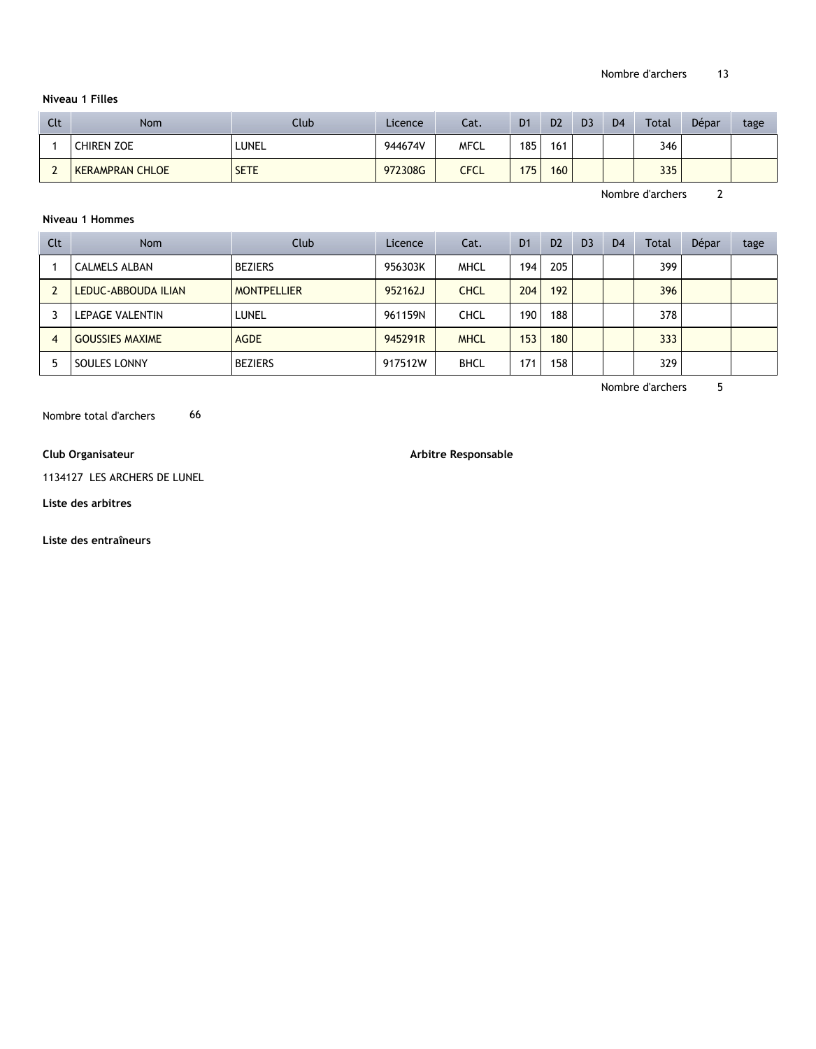Nombre d'archers 13

**Niveau 1 Filles**

| Clt | Nom | Club | Licence | Cat. | D1 | D2 | D3 | D4 | Total | Dépar | tage |
|---|---|---|---|---|---|---|---|---|---|---|---|
| 1 | CHIREN ZOE | LUNEL | 944674V | MFCL | 185 | 161 | | | 346 | | |
| 2 | KERAMPRAN CHLOE | SETE | 972308G | CFCL | 175 | 160 | | | 335 | | |

Nombre d'archers 2

**Niveau 1 Hommes**

| Clt | Nom | Club | Licence | Cat. | D1 | D2 | D3 | D4 | Total | Dépar | tage |
|---|---|---|---|---|---|---|---|---|---|---|---|
| 1 | CALMELS ALBAN | BEZIERS | 956303K | MHCL | 194 | 205 | | | 399 | | |
| 2 | LEDUC-ABBOUDA ILIAN | MONTPELLIER | 952162J | CHCL | 204 | 192 | | | 396 | | |
| 3 | LEPAGE VALENTIN | LUNEL | 961159N | CHCL | 190 | 188 | | | 378 | | |
| 4 | GOUSSIES MAXIME | AGDE | 945291R | MHCL | 153 | 180 | | | 333 | | |
| 5 | SOULES LONNY | BEZIERS | 917512W | BHCL | 171 | 158 | | | 329 | | |

Nombre d'archers 5

Nombre total d'archers 66

**Club Organisateur**

1134127 LES ARCHERS DE LUNEL

**Arbitre Responsable**

**Liste des arbitres**

**Liste des entraîneurs**